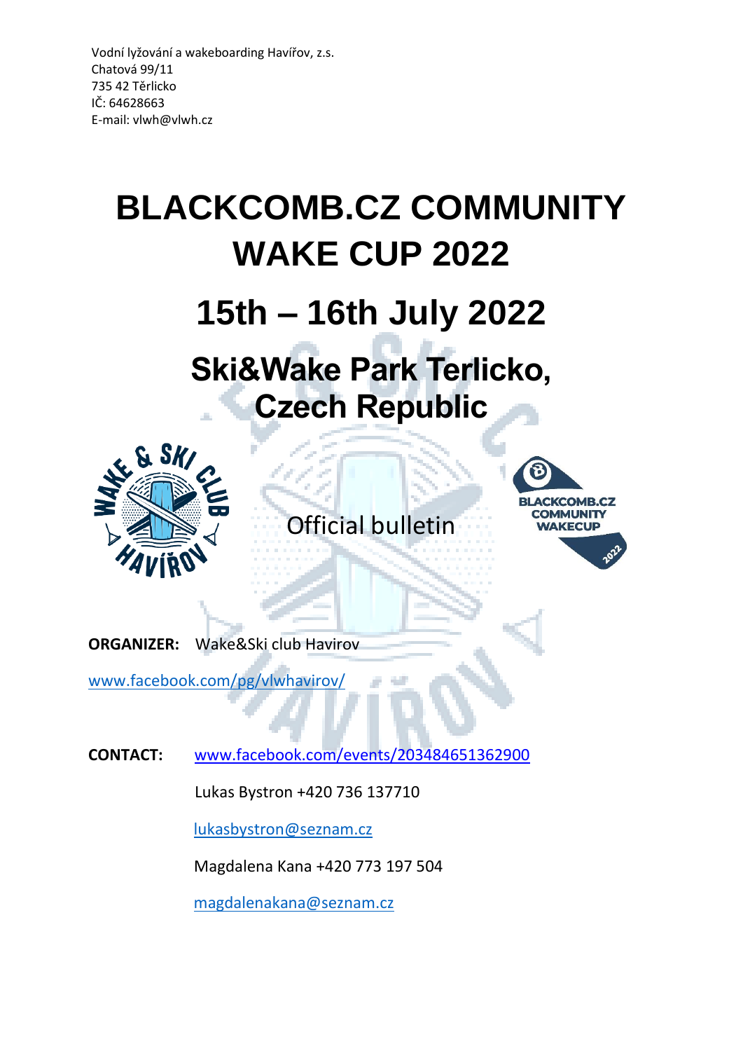Vodní lyžování a wakeboarding Havířov, z.s.
Chatová 99/11
735 42 Těrlicko
IČ: 64628663
E-mail: vlwh@vlwh.cz

# BLACKCOMB.CZ COMMUNITY WAKE CUP 2022

## 15th – 16th July 2022

## Ski&Wake Park Terlicko, Czech Republic

Official bulletin

**ORGANIZER:** Wake&Ski club Havirov

www.facebook.com/pg/vlwhavirov/

**CONTACT:** www.facebook.com/events/203484651362900

Lukas Bystron +420 736 137710

lukasbystron@seznam.cz

Magdalena Kana +420 773 197 504

magdalenakana@seznam.cz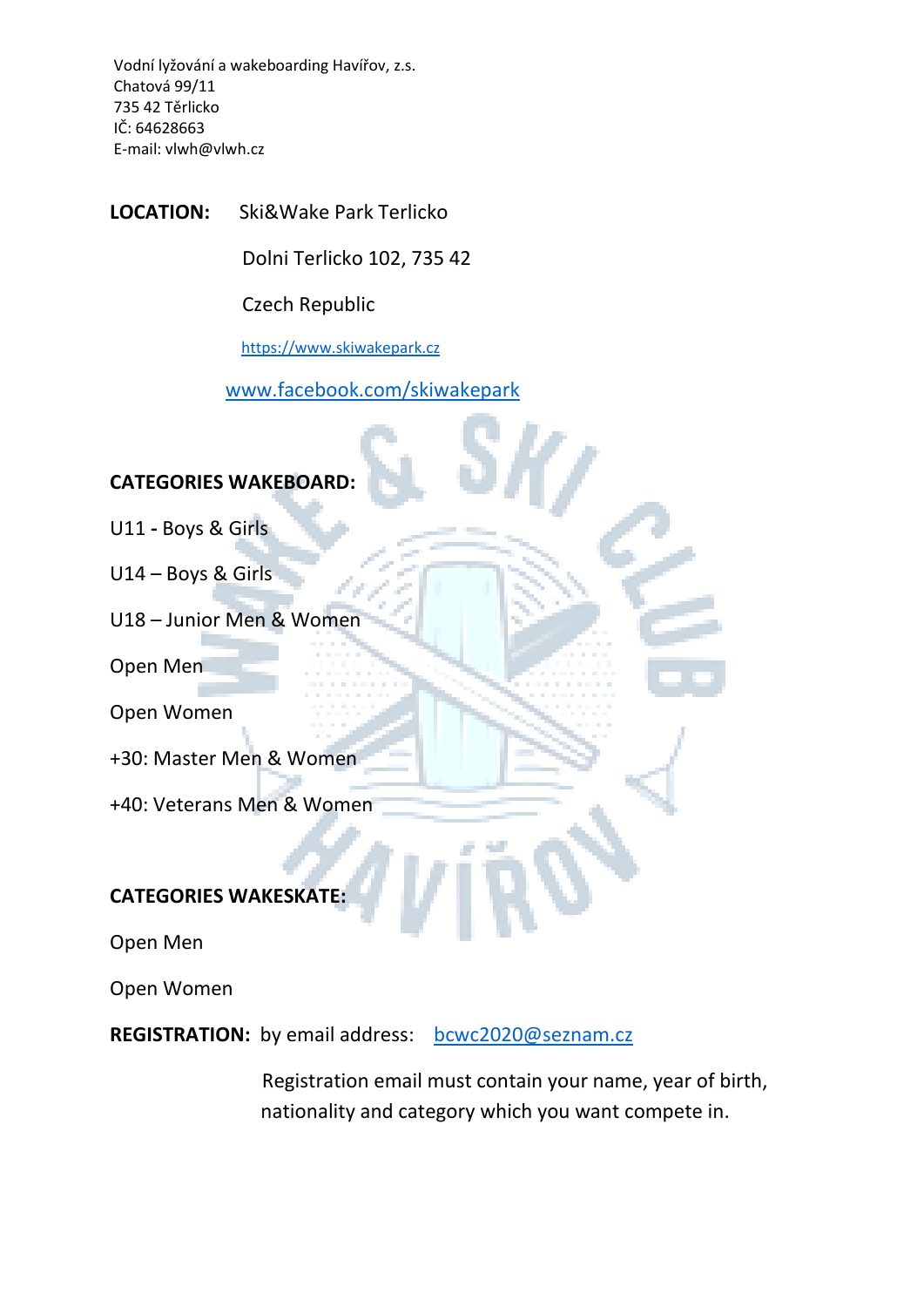Vodní lyžování a wakeboarding Havířov, z.s.
Chatová 99/11
735 42 Těrlicko
IČ: 64628663
E-mail: vlwh@vlwh.cz

**LOCATION:** Ski&Wake Park Terlicko

Dolni Terlicko 102, 735 42

Czech Republic

https://www.skiwakepark.cz

www.facebook.com/skiwakepark

**CATEGORIES WAKEBOARD:**

U11 **-** Boys & Girls

U14 – Boys & Girls

U18 – Junior Men & Women

Open Men

Open Women

+30: Master Men & Women

+40: Veterans Men & Women

**CATEGORIES WAKESKATE:**

Open Men

Open Women

**REGISTRATION:** by email address: bcwc2020@seznam.cz

Registration email must contain your name, year of birth, nationality and category which you want compete in.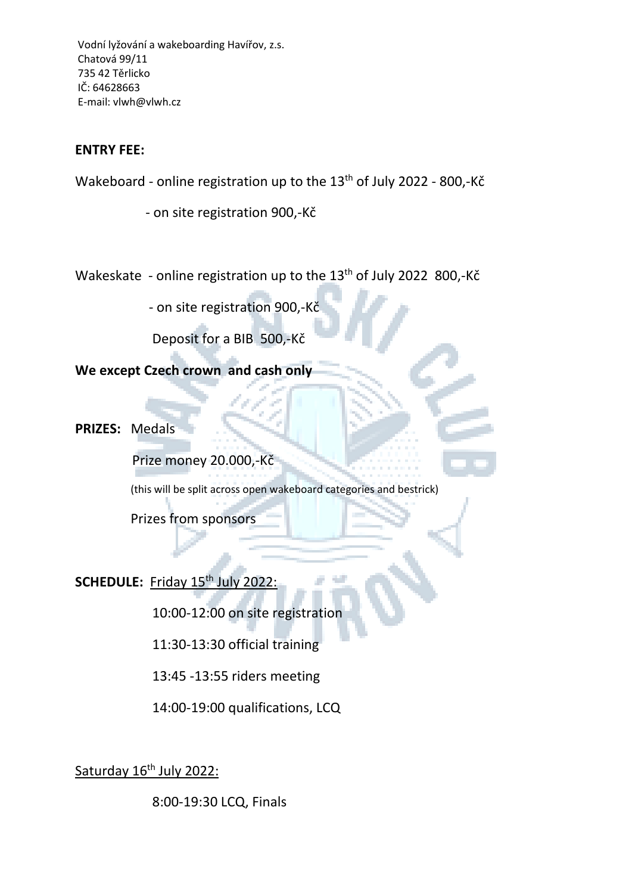Vodní lyžování a wakeboarding Havířov, z.s.
Chatová 99/11
735 42 Těrlicko
IČ: 64628663
E-mail: vlwh@vlwh.cz

**ENTRY FEE:**

Wakeboard - online registration up to the 13th of July 2022 - 800,-Kč

- on site registration 900,-Kč

Wakeskate - online registration up to the 13th of July 2022 800,-Kč

- on site registration 900,-Kč

Deposit for a BIB 500,-Kč

**We except Czech crown and cash only**

**PRIZES:** Medals

Prize money 20.000,-Kč

(this will be split across open wakeboard categories and bestrick)

Prizes from sponsors

**SCHEDULE:** Friday 15th July 2022:

10:00-12:00 on site registration

11:30-13:30 official training

13:45 -13:55 riders meeting

14:00-19:00 qualifications, LCQ

Saturday 16th July 2022:

8:00-19:30 LCQ, Finals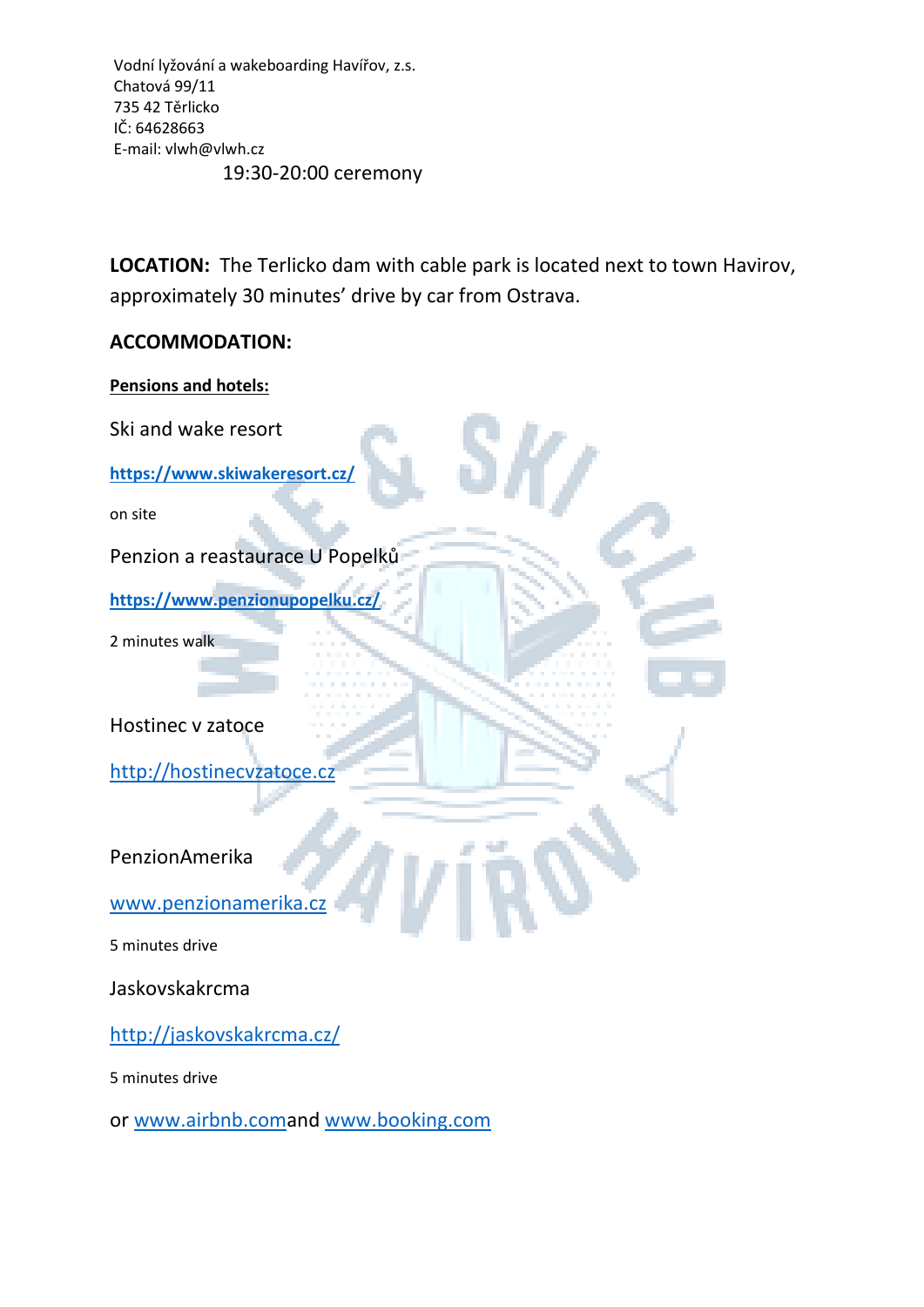Vodní lyžování a wakeboarding Havířov, z.s.
Chatová 99/11
735 42 Těrlicko
IČ: 64628663
E-mail: vlwh@vlwh.cz

19:30-20:00 ceremony

**LOCATION:** The Terlicko dam with cable park is located next to town Havirov, approximately 30 minutes' drive by car from Ostrava.

**ACCOMMODATION:**

**Pensions and hotels:**

Ski and wake resort

**https://www.skiwakeresort.cz/**

on site

Penzion a reastaurace U Popelků

**https://www.penzionupopelku.cz/**

2 minutes walk

Hostinec v zatoce

http://hostinecvzatoce.cz

PenzionAmerika

www.penzionamerika.cz

5 minutes drive

Jaskovskakrcma

http://jaskovskakrcma.cz/

5 minutes drive

or www.airbnb.comand www.booking.com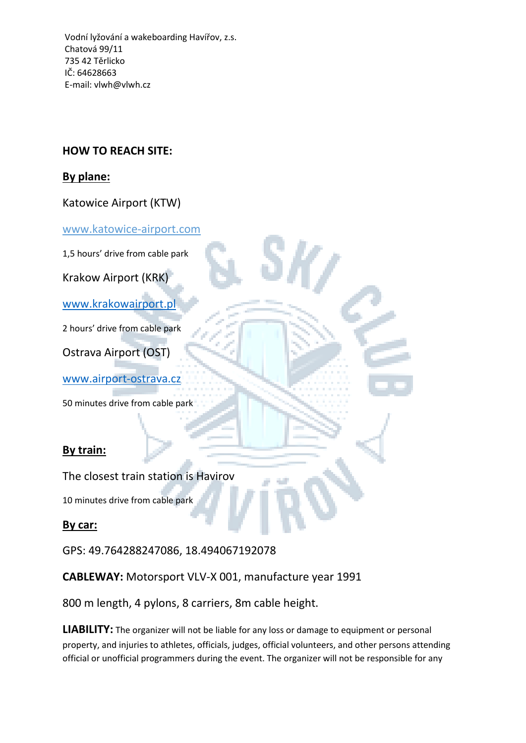Vodní lyžování a wakeboarding Havířov, z.s.
Chatová 99/11
735 42 Těrlicko
IČ: 64628663
E-mail: vlwh@vlwh.cz

**HOW TO REACH SITE:**

**By plane:**

Katowice Airport (KTW)

www.katowice-airport.com

1,5 hours' drive from cable park

Krakow Airport (KRK)

www.krakowairport.pl

2 hours' drive from cable park

Ostrava Airport (OST)

www.airport-ostrava.cz

50 minutes drive from cable park

**By train:**

The closest train station is Havirov

10 minutes drive from cable park

**By car:**

GPS: 49.764288247086, 18.494067192078

**CABLEWAY:** Motorsport VLV-X 001, manufacture year 1991

800 m length, 4 pylons, 8 carriers, 8m cable height.

**LIABILITY:** The organizer will not be liable for any loss or damage to equipment or personal property, and injuries to athletes, officials, judges, official volunteers, and other persons attending official or unofficial programmers during the event. The organizer will not be responsible for any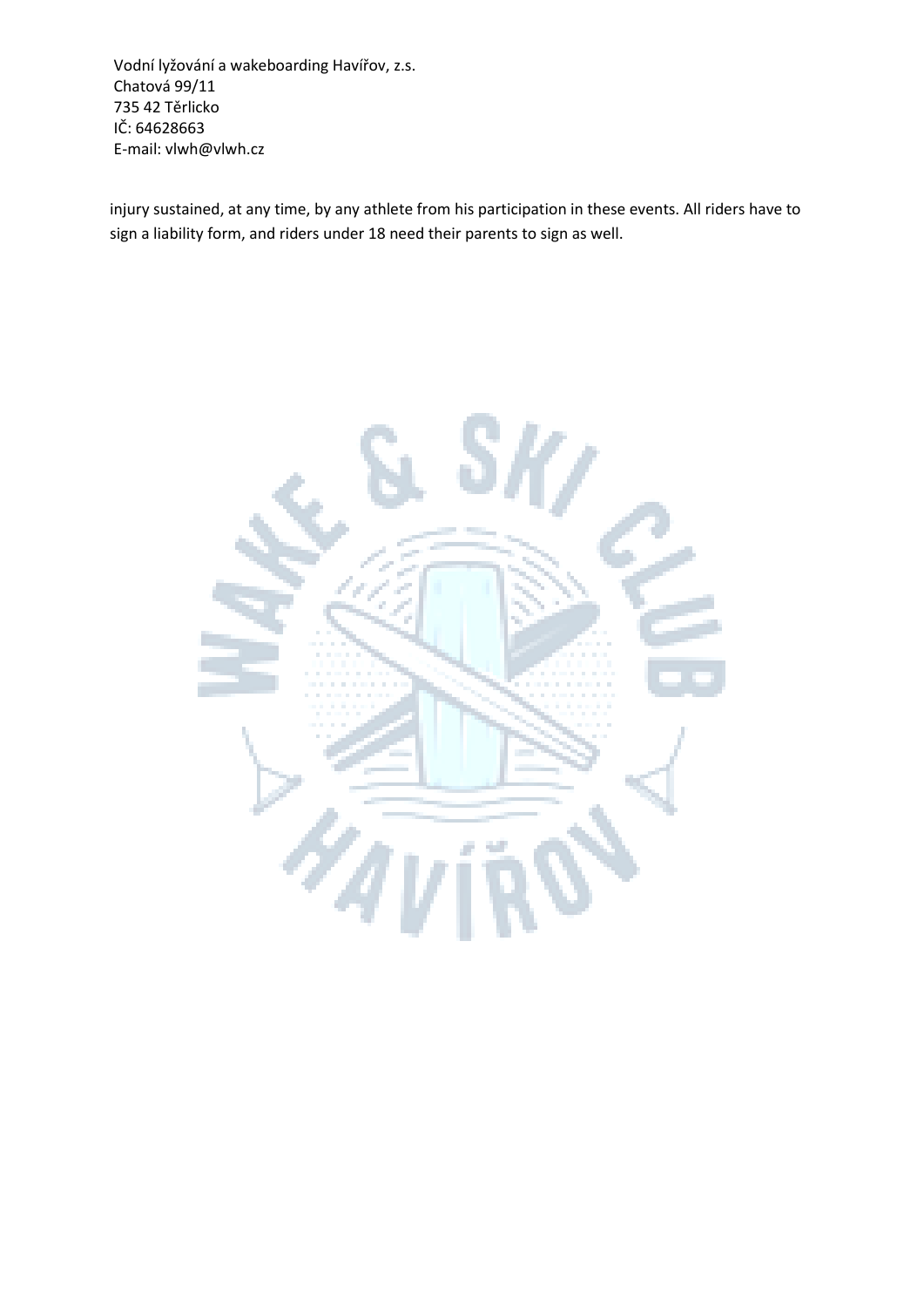injury sustained, at any time, by any athlete from his participation in these events. All riders have to sign a liability form, and riders under 18 need their parents to sign as well.